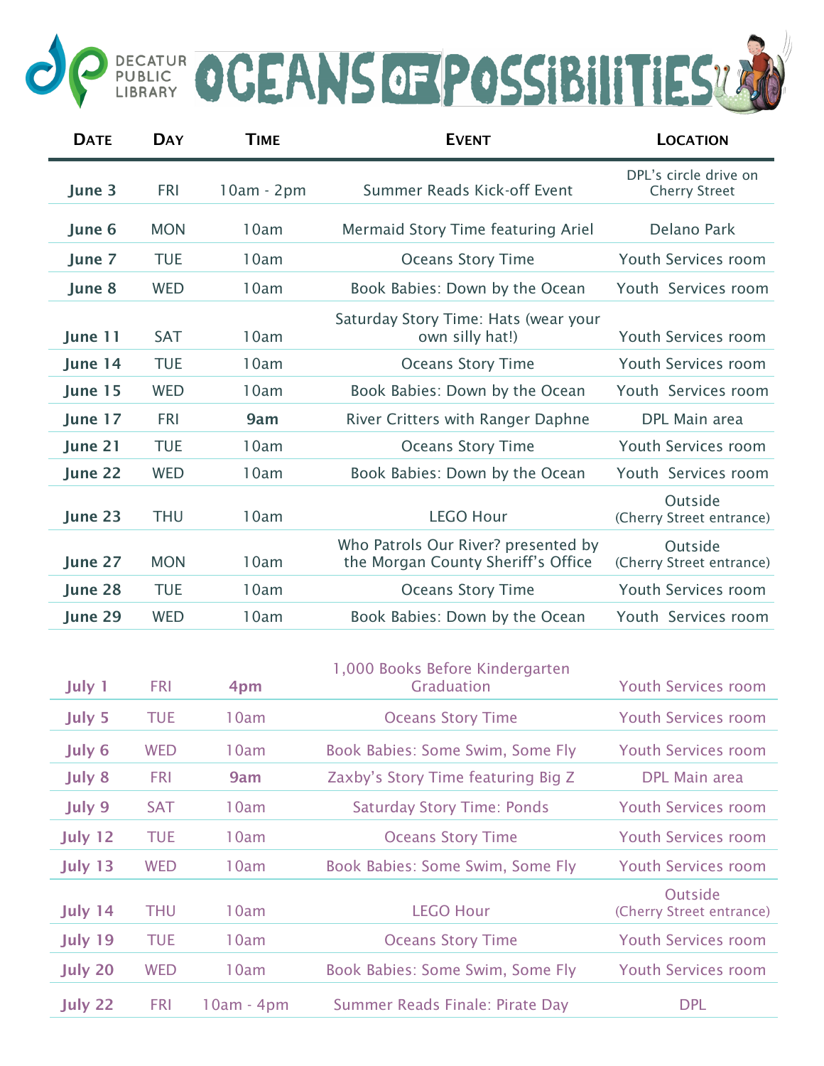# Decatur Public Library — Oceans of Possibilities

| Date | Day | Time | Event | Location |
|---|---|---|---|---|
| **June 3** | FRI | 10am - 2pm | Summer Reads Kick-off Event | DPL's circle drive on Cherry Street |
| **June 6** | MON | 10am | Mermaid Story Time featuring Ariel | Delano Park |
| **June 7** | TUE | 10am | Oceans Story Time | Youth Services room |
| **June 8** | WED | 10am | Book Babies: Down by the Ocean | Youth Services room |
| **June 11** | SAT | 10am | Saturday Story Time: Hats (wear your own silly hat!) | Youth Services room |
| **June 14** | TUE | 10am | Oceans Story Time | Youth Services room |
| **June 15** | WED | 10am | Book Babies: Down by the Ocean | Youth Services room |
| **June 17** | FRI | **9am** | River Critters with Ranger Daphne | DPL Main area |
| **June 21** | TUE | 10am | Oceans Story Time | Youth Services room |
| **June 22** | WED | 10am | Book Babies: Down by the Ocean | Youth Services room |
| **June 23** | THU | 10am | LEGO Hour | Outside (Cherry Street entrance) |
| **June 27** | MON | 10am | Who Patrols Our River? presented by the Morgan County Sheriff's Office | Outside (Cherry Street entrance) |
| **June 28** | TUE | 10am | Oceans Story Time | Youth Services room |
| **June 29** | WED | 10am | Book Babies: Down by the Ocean | Youth Services room |

| Date | Day | Time | Event | Location |
|---|---|---|---|---|
| **July 1** | FRI | **4pm** | 1,000 Books Before Kindergarten Graduation | Youth Services room |
| **July 5** | TUE | 10am | Oceans Story Time | Youth Services room |
| **July 6** | WED | 10am | Book Babies: Some Swim, Some Fly | Youth Services room |
| **July 8** | FRI | **9am** | Zaxby's Story Time featuring Big Z | DPL Main area |
| **July 9** | SAT | 10am | Saturday Story Time: Ponds | Youth Services room |
| **July 12** | TUE | 10am | Oceans Story Time | Youth Services room |
| **July 13** | WED | 10am | Book Babies: Some Swim, Some Fly | Youth Services room |
| **July 14** | THU | 10am | LEGO Hour | Outside (Cherry Street entrance) |
| **July 19** | TUE | 10am | Oceans Story Time | Youth Services room |
| **July 20** | WED | 10am | Book Babies: Some Swim, Some Fly | Youth Services room |
| **July 22** | FRI | 10am - 4pm | Summer Reads Finale: Pirate Day | DPL |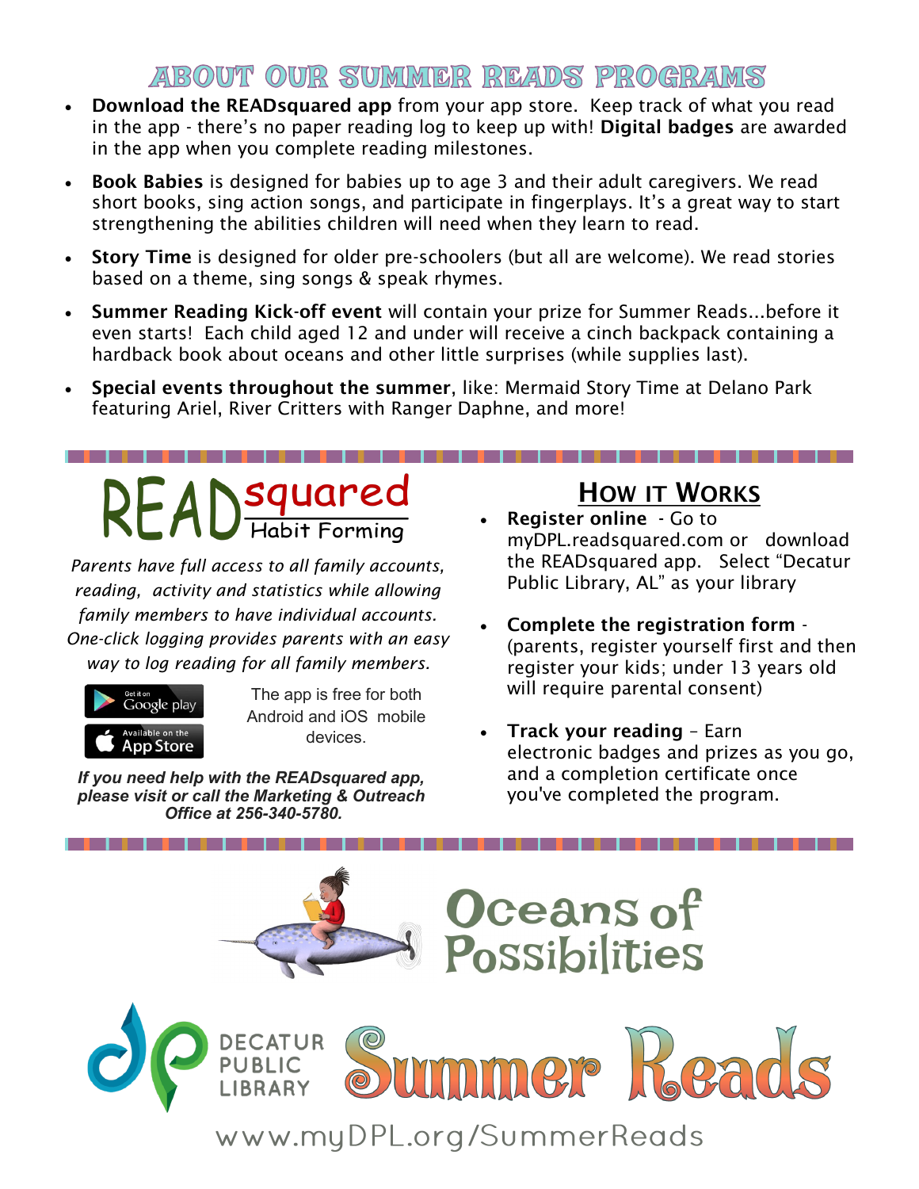# About Our Summer Reads Programs

- **Download the READsquared app** from your app store. Keep track of what you read in the app - there's no paper reading log to keep up with! **Digital badges** are awarded in the app when you complete reading milestones.
- **Book Babies** is designed for babies up to age 3 and their adult caregivers. We read short books, sing action songs, and participate in fingerplays. It's a great way to start strengthening the abilities children will need when they learn to read.
- **Story Time** is designed for older pre-schoolers (but all are welcome). We read stories based on a theme, sing songs & speak rhymes.
- **Summer Reading Kick-off event** will contain your prize for Summer Reads...before it even starts! Each child aged 12 and under will receive a cinch backpack containing a hardback book about oceans and other little surprises (while supplies last).
- **Special events throughout the summer**, like: Mermaid Story Time at Delano Park featuring Ariel, River Critters with Ranger Daphne, and more!

## READsquared

Habit Forming

*Parents have full access to all family accounts, reading, activity and statistics while allowing family members to have individual accounts. One-click logging provides parents with an easy way to log reading for all family members.*

Get it on Google play

Available on the App Store

The app is free for both Android and iOS mobile devices.

***If you need help with the READsquared app, please visit or call the Marketing & Outreach Office at 256-340-5780.***

## How it Works

- **Register online** - Go to myDPL.readsquared.com or download the READsquared app. Select "Decatur Public Library, AL" as your library
- **Complete the registration form** - (parents, register yourself first and then register your kids; under 13 years old will require parental consent)
- **Track your reading** – Earn electronic badges and prizes as you go, and a completion certificate once you've completed the program.

Oceans of Possibilities

Decatur Public Library

Summer Reads

www.myDPL.org/SummerReads